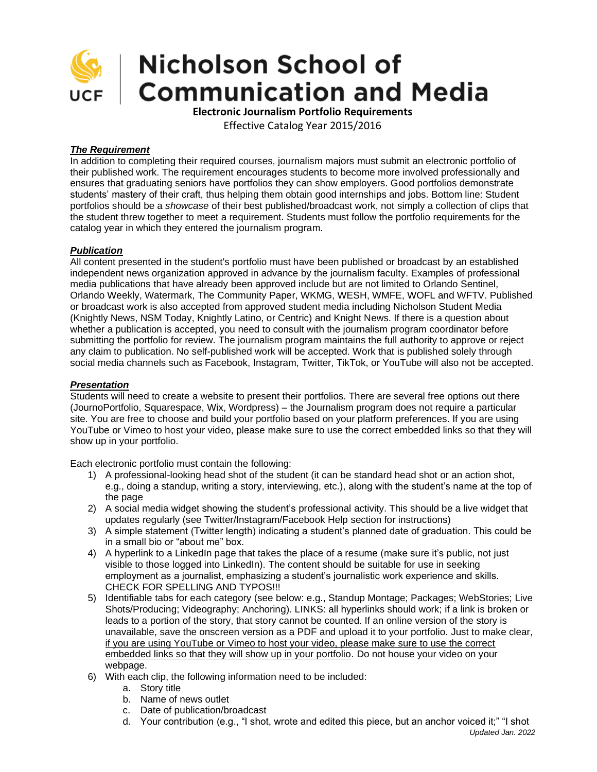# Nicholson School of Communication and Media

**Electronic Journalism Portfolio Requirements**

Effective Catalog Year 2015/2016

### ***The Requirement***

In addition to completing their required courses, journalism majors must submit an electronic portfolio of their published work. The requirement encourages students to become more involved professionally and ensures that graduating seniors have portfolios they can show employers. Good portfolios demonstrate students' mastery of their craft, thus helping them obtain good internships and jobs. Bottom line: Student portfolios should be a *showcase* of their best published/broadcast work, not simply a collection of clips that the student threw together to meet a requirement. Students must follow the portfolio requirements for the catalog year in which they entered the journalism program.

### ***Publication***

All content presented in the student's portfolio must have been published or broadcast by an established independent news organization approved in advance by the journalism faculty. Examples of professional media publications that have already been approved include but are not limited to Orlando Sentinel, Orlando Weekly, Watermark, The Community Paper, WKMG, WESH, WMFE, WOFL and WFTV. Published or broadcast work is also accepted from approved student media including Nicholson Student Media (Knightly News, NSM Today, Knightly Latino, or Centric) and Knight News. If there is a question about whether a publication is accepted, you need to consult with the journalism program coordinator before submitting the portfolio for review. The journalism program maintains the full authority to approve or reject any claim to publication. No self-published work will be accepted. Work that is published solely through social media channels such as Facebook, Instagram, Twitter, TikTok, or YouTube will also not be accepted.

### ***Presentation***

Students will need to create a website to present their portfolios. There are several free options out there (JournoPortfolio, Squarespace, Wix, Wordpress) – the Journalism program does not require a particular site. You are free to choose and build your portfolio based on your platform preferences. If you are using YouTube or Vimeo to host your video, please make sure to use the correct embedded links so that they will show up in your portfolio.

Each electronic portfolio must contain the following:

1) A professional-looking head shot of the student (it can be standard head shot or an action shot, e.g., doing a standup, writing a story, interviewing, etc.), along with the student's name at the top of the page
2) A social media widget showing the student's professional activity. This should be a live widget that updates regularly (see Twitter/Instagram/Facebook Help section for instructions)
3) A simple statement (Twitter length) indicating a student's planned date of graduation. This could be in a small bio or "about me" box.
4) A hyperlink to a LinkedIn page that takes the place of a resume (make sure it's public, not just visible to those logged into LinkedIn). The content should be suitable for use in seeking employment as a journalist, emphasizing a student's journalistic work experience and skills. CHECK FOR SPELLING AND TYPOS!!!
5) Identifiable tabs for each category (see below: e.g., Standup Montage; Packages; WebStories; Live Shots/Producing; Videography; Anchoring). LINKS: all hyperlinks should work; if a link is broken or leads to a portion of the story, that story cannot be counted. If an online version of the story is unavailable, save the onscreen version as a PDF and upload it to your portfolio. Just to make clear, <u>if you are using YouTube or Vimeo to host your video, please make sure to use the correct embedded links so that they will show up in your portfolio</u>. Do not house your video on your webpage.
6) With each clip, the following information need to be included:
    a. Story title
    b. Name of news outlet
    c. Date of publication/broadcast
    d. Your contribution (e.g., "I shot, wrote and edited this piece, but an anchor voiced it;" "I shot

*Updated Jan. 2022*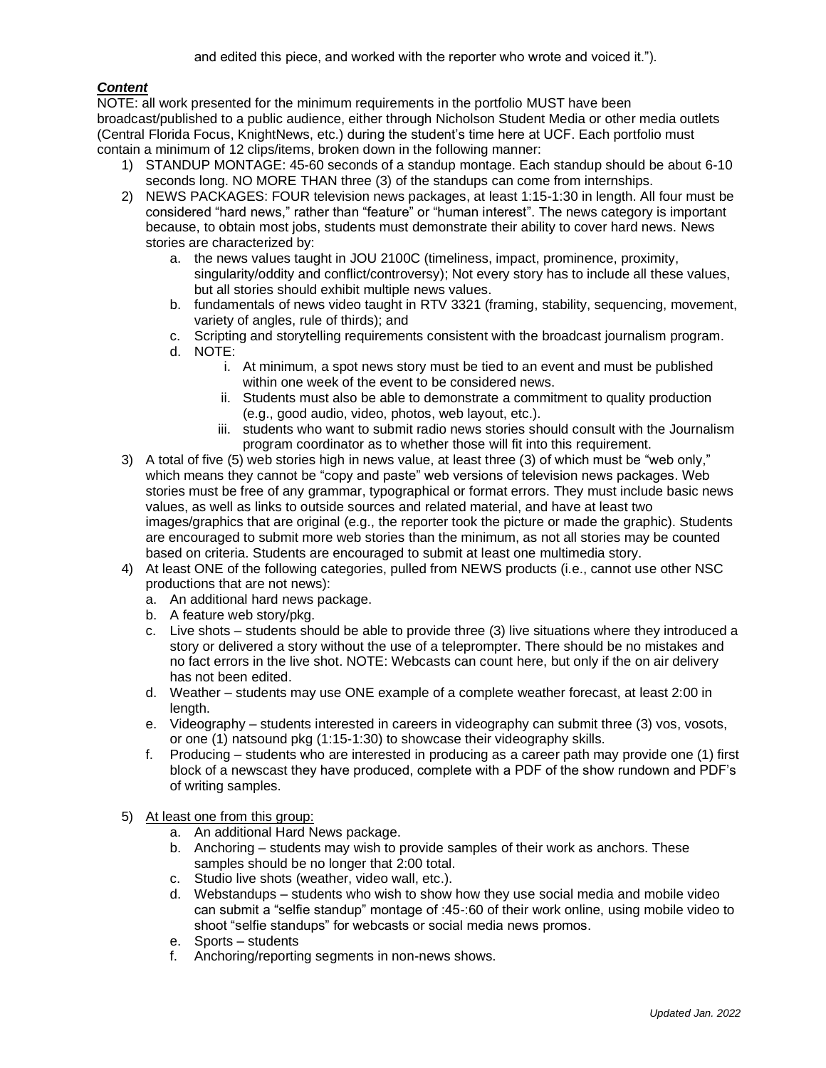and edited this piece, and worked with the reporter who wrote and voiced it.").

***Content***

NOTE: all work presented for the minimum requirements in the portfolio MUST have been broadcast/published to a public audience, either through Nicholson Student Media or other media outlets (Central Florida Focus, KnightNews, etc.) during the student's time here at UCF. Each portfolio must contain a minimum of 12 clips/items, broken down in the following manner:

1) STANDUP MONTAGE: 45-60 seconds of a standup montage. Each standup should be about 6-10 seconds long. NO MORE THAN three (3) of the standups can come from internships.
2) NEWS PACKAGES: FOUR television news packages, at least 1:15-1:30 in length. All four must be considered "hard news," rather than "feature" or "human interest". The news category is important because, to obtain most jobs, students must demonstrate their ability to cover hard news. News stories are characterized by:
    a. the news values taught in JOU 2100C (timeliness, impact, prominence, proximity, singularity/oddity and conflict/controversy); Not every story has to include all these values, but all stories should exhibit multiple news values.
    b. fundamentals of news video taught in RTV 3321 (framing, stability, sequencing, movement, variety of angles, rule of thirds); and
    c. Scripting and storytelling requirements consistent with the broadcast journalism program.
    d. NOTE:
        i. At minimum, a spot news story must be tied to an event and must be published within one week of the event to be considered news.
        ii. Students must also be able to demonstrate a commitment to quality production (e.g., good audio, video, photos, web layout, etc.).
        iii. students who want to submit radio news stories should consult with the Journalism program coordinator as to whether those will fit into this requirement.
3) A total of five (5) web stories high in news value, at least three (3) of which must be "web only," which means they cannot be "copy and paste" web versions of television news packages. Web stories must be free of any grammar, typographical or format errors. They must include basic news values, as well as links to outside sources and related material, and have at least two images/graphics that are original (e.g., the reporter took the picture or made the graphic). Students are encouraged to submit more web stories than the minimum, as not all stories may be counted based on criteria. Students are encouraged to submit at least one multimedia story.
4) At least ONE of the following categories, pulled from NEWS products (i.e., cannot use other NSC productions that are not news):
    a. An additional hard news package.
    b. A feature web story/pkg.
    c. Live shots – students should be able to provide three (3) live situations where they introduced a story or delivered a story without the use of a teleprompter. There should be no mistakes and no fact errors in the live shot. NOTE: Webcasts can count here, but only if the on air delivery has not been edited.
    d. Weather – students may use ONE example of a complete weather forecast, at least 2:00 in length.
    e. Videography – students interested in careers in videography can submit three (3) vos, vosots, or one (1) natsound pkg (1:15-1:30) to showcase their videography skills.
    f. Producing – students who are interested in producing as a career path may provide one (1) first block of a newscast they have produced, complete with a PDF of the show rundown and PDF's of writing samples.
5) <u>At least one from this group:</u>
    a. An additional Hard News package.
    b. Anchoring – students may wish to provide samples of their work as anchors. These samples should be no longer that 2:00 total.
    c. Studio live shots (weather, video wall, etc.).
    d. Webstandups – students who wish to show how they use social media and mobile video can submit a "selfie standup" montage of :45-:60 of their work online, using mobile video to shoot "selfie standups" for webcasts or social media news promos.
    e. Sports – students
    f. Anchoring/reporting segments in non-news shows.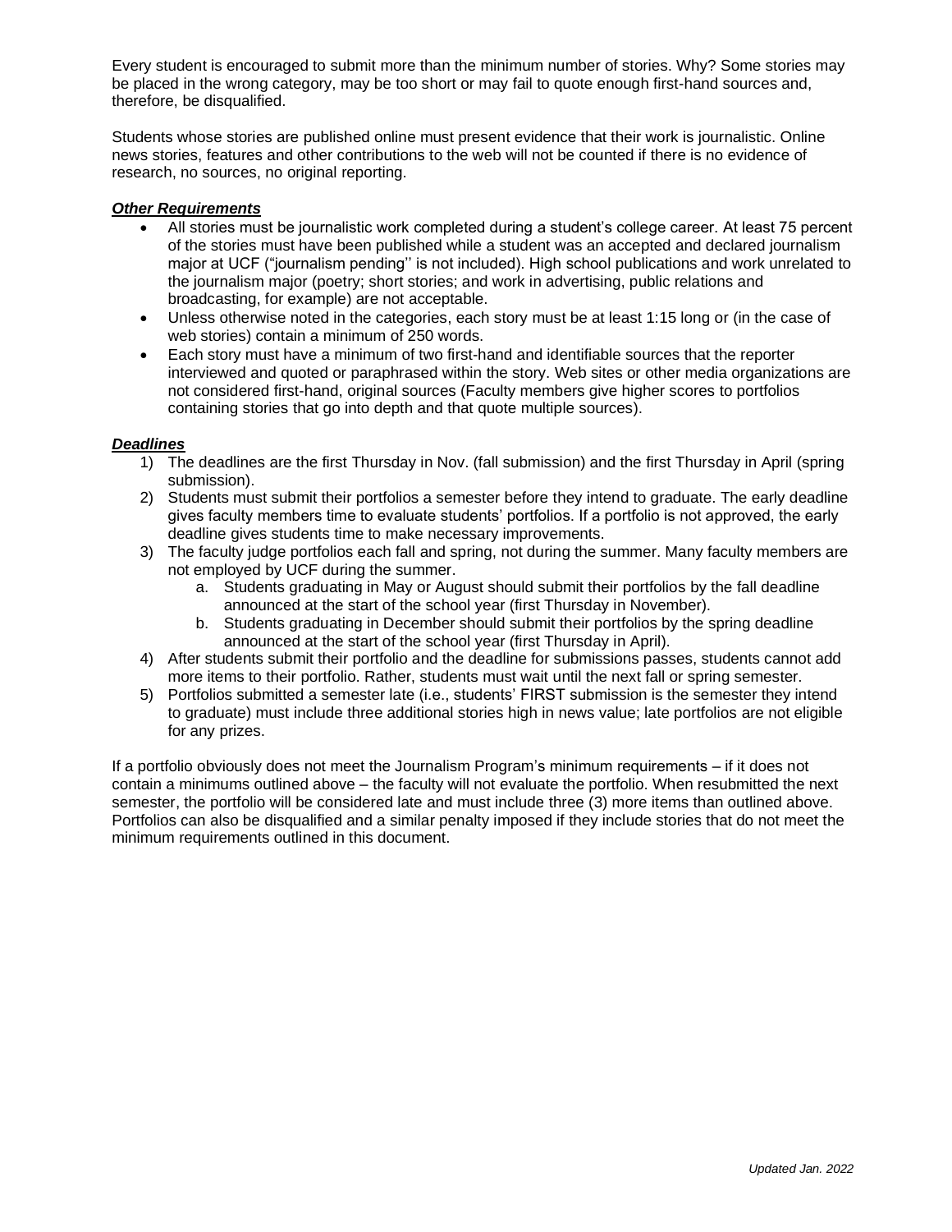Every student is encouraged to submit more than the minimum number of stories. Why? Some stories may be placed in the wrong category, may be too short or may fail to quote enough first-hand sources and, therefore, be disqualified.

Students whose stories are published online must present evidence that their work is journalistic. Online news stories, features and other contributions to the web will not be counted if there is no evidence of research, no sources, no original reporting.

***Other Requirements***

- All stories must be journalistic work completed during a student's college career. At least 75 percent of the stories must have been published while a student was an accepted and declared journalism major at UCF ("journalism pending'' is not included). High school publications and work unrelated to the journalism major (poetry; short stories; and work in advertising, public relations and broadcasting, for example) are not acceptable.
- Unless otherwise noted in the categories, each story must be at least 1:15 long or (in the case of web stories) contain a minimum of 250 words.
- Each story must have a minimum of two first-hand and identifiable sources that the reporter interviewed and quoted or paraphrased within the story. Web sites or other media organizations are not considered first-hand, original sources (Faculty members give higher scores to portfolios containing stories that go into depth and that quote multiple sources).

***Deadlines***

1) The deadlines are the first Thursday in Nov. (fall submission) and the first Thursday in April (spring submission).
2) Students must submit their portfolios a semester before they intend to graduate. The early deadline gives faculty members time to evaluate students' portfolios. If a portfolio is not approved, the early deadline gives students time to make necessary improvements.
3) The faculty judge portfolios each fall and spring, not during the summer. Many faculty members are not employed by UCF during the summer.
    a. Students graduating in May or August should submit their portfolios by the fall deadline announced at the start of the school year (first Thursday in November).
    b. Students graduating in December should submit their portfolios by the spring deadline announced at the start of the school year (first Thursday in April).
4) After students submit their portfolio and the deadline for submissions passes, students cannot add more items to their portfolio. Rather, students must wait until the next fall or spring semester.
5) Portfolios submitted a semester late (i.e., students' FIRST submission is the semester they intend to graduate) must include three additional stories high in news value; late portfolios are not eligible for any prizes.

If a portfolio obviously does not meet the Journalism Program's minimum requirements – if it does not contain a minimums outlined above – the faculty will not evaluate the portfolio. When resubmitted the next semester, the portfolio will be considered late and must include three (3) more items than outlined above. Portfolios can also be disqualified and a similar penalty imposed if they include stories that do not meet the minimum requirements outlined in this document.

*Updated Jan. 2022*